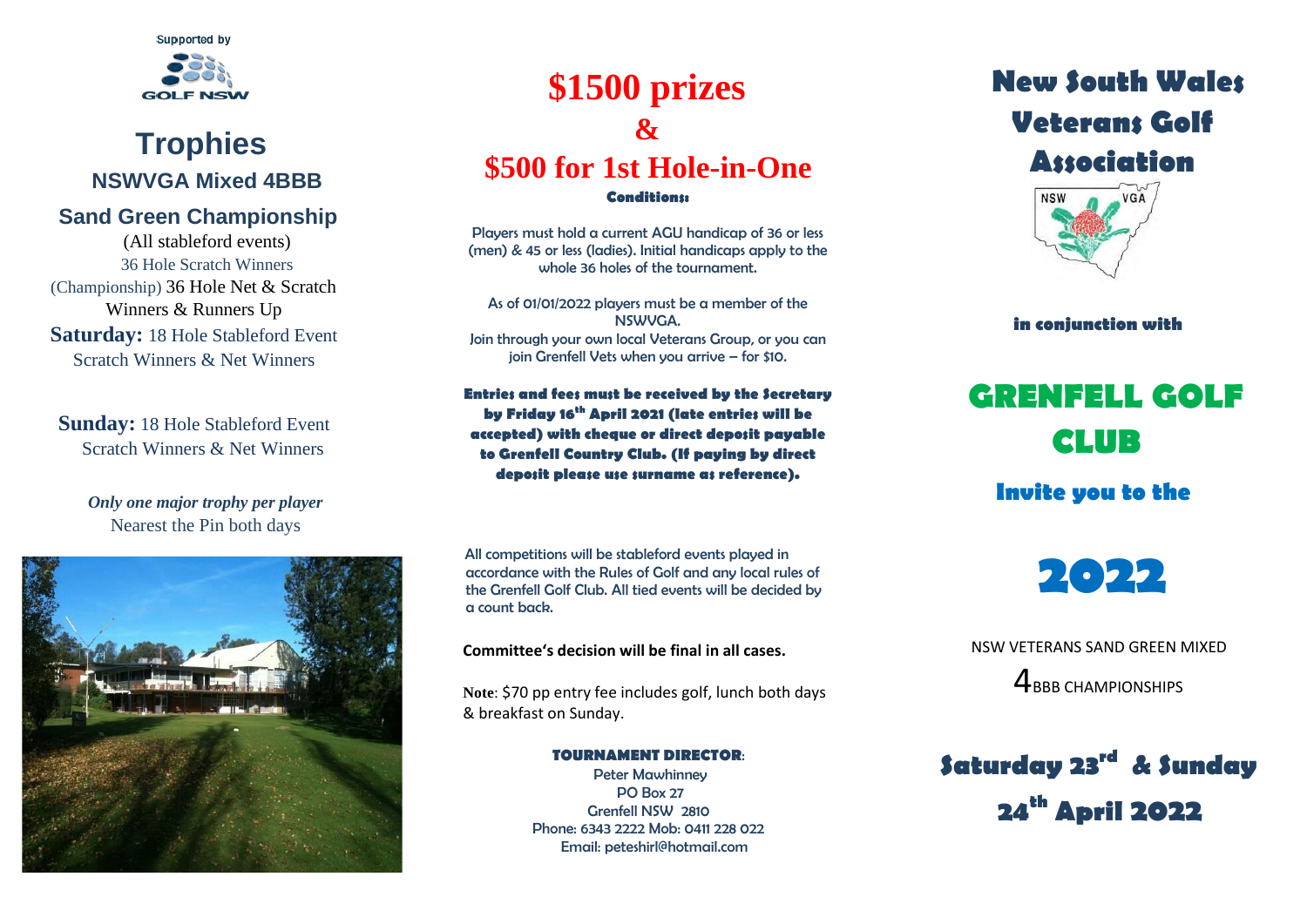Supported by

GOLF NSW

# Trophies

## NSWVGA Mixed 4BBB

## Sand Green Championship

(All stableford events)

36 Hole Scratch Winners

(Championship) 36 Hole Net & Scratch Winners & Runners Up

**Saturday:** 18 Hole Stableford Event Scratch Winners & Net Winners

**Sunday:** 18 Hole Stableford Event Scratch Winners & Net Winners

***Only one major trophy per player***

Nearest the Pin both days

# $1500 prizes

# &

# $500 for 1st Hole-in-One

**Conditions:**

Players must hold a current AGU handicap of 36 or less (men) & 45 or less (ladies). Initial handicaps apply to the whole 36 holes of the tournament.

As of 01/01/2022 players must be a member of the NSWVGA.
Join through your own local Veterans Group, or you can join Grenfell Vets when you arrive – for $10.

**Entries and fees must be received by the Secretary by Friday 16th April 2021 (late entries will be accepted) with cheque or direct deposit payable to Grenfell Country Club. (If paying by direct deposit please use surname as reference).**

All competitions will be stableford events played in accordance with the Rules of Golf and any local rules of the Grenfell Golf Club. All tied events will be decided by a count back.

**Committee's decision will be final in all cases.**

**Note**: $70 pp entry fee includes golf, lunch both days & breakfast on Sunday.

**TOURNAMENT DIRECTOR**:
Peter Mawhinney
PO Box 27
Grenfell NSW 2810
Phone: 6343 2222 Mob: 0411 228 022
Email: peteshirl@hotmail.com

# New South Wales Veterans Golf Association

NSW VGA

**in conjunction with**

# GRENFELL GOLF CLUB

## Invite you to the

# 2022

NSW VETERANS SAND GREEN MIXED

4BBB CHAMPIONSHIPS

## Saturday 23rd & Sunday 24th April 2022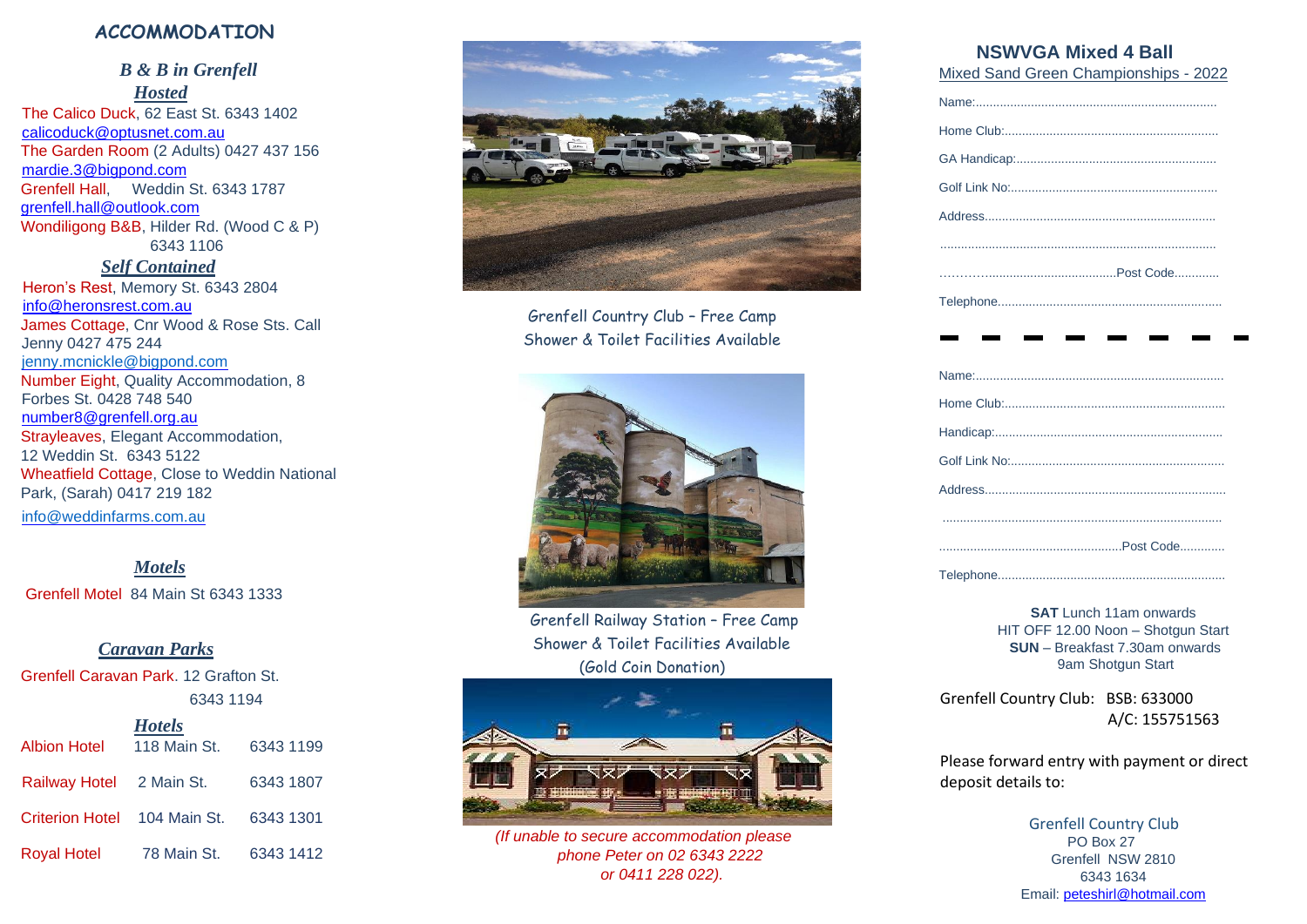## ACCOMMODATION

### *B & B in Grenfell*

***Hosted***

The Calico Duck, 62 East St. 6343 1402
calicoduck@optusnet.com.au
The Garden Room (2 Adults) 0427 437 156
mardie.3@bigpond.com
Grenfell Hall, Weddin St. 6343 1787
grenfell.hall@outlook.com
Wondiligong B&B, Hilder Rd. (Wood C & P) 6343 1106

***Self Contained***

Heron's Rest, Memory St. 6343 2804
info@heronsrest.com.au
James Cottage, Cnr Wood & Rose Sts. Call Jenny 0427 475 244
jenny.mcnickle@bigpond.com
Number Eight, Quality Accommodation, 8 Forbes St. 0428 748 540
number8@grenfell.org.au
Strayleaves, Elegant Accommodation, 12 Weddin St. 6343 5122
Wheatfield Cottage, Close to Weddin National Park, (Sarah) 0417 219 182
info@weddinfarms.com.au

***Motels***

Grenfell Motel 84 Main St 6343 1333

***Caravan Parks***

Grenfell Caravan Park. 12 Grafton St. 6343 1194

***Hotels***

| | | |
|---|---|---|
| Albion Hotel | 118 Main St. | 6343 1199 |
| Railway Hotel | 2 Main St. | 6343 1807 |
| Criterion Hotel | 104 Main St. | 6343 1301 |
| Royal Hotel | 78 Main St. | 6343 1412 |

Grenfell Country Club – Free Camp
Shower & Toilet Facilities Available

Grenfell Railway Station – Free Camp
Shower & Toilet Facilities Available
(Gold Coin Donation)

*(If unable to secure accommodation please phone Peter on 02 6343 2222 or 0411 228 022).*

## NSWVGA Mixed 4 Ball

Mixed Sand Green Championships - 2022

Name:......................................................................
Home Club:..............................................................
GA Handicap:...........................................................
Golf Link No:............................................................
Address....................................................................
...............................................................................
……….....................................Post Code.............
Telephone.................................................................

---

Name:.........................................................................
Home Club:.................................................................
Handicap:...................................................................
Golf Link No:..............................................................
Address......................................................................
.................................................................................
.....................................................Post Code.............
Telephone..................................................................

**SAT** Lunch 11am onwards
HIT OFF 12.00 Noon – Shotgun Start
**SUN** – Breakfast 7.30am onwards
9am Shotgun Start

Grenfell Country Club: BSB: 633000
A/C: 155751563

Please forward entry with payment or direct deposit details to:

Grenfell Country Club
PO Box 27
Grenfell NSW 2810
6343 1634
Email: peteshirl@hotmail.com